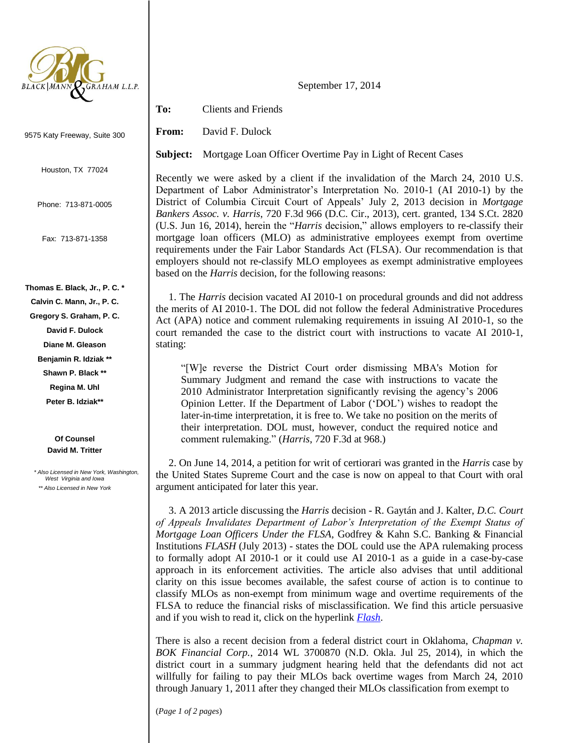BLACK | MANN & GRAHAM L.L.P.

9575 Katy Freeway, Suite 300

Houston, TX 77024

Phone: 713-871-0005

Fax: 713-871-1358

**Thomas E. Black, Jr., P. C. \***
**Calvin C. Mann, Jr., P. C.**
**Gregory S. Graham, P. C.**
**David F. Dulock**
**Diane M. Gleason**
**Benjamin R. Idziak \*\***
**Shawn P. Black \*\***
**Regina M. Uhl**
**Peter B. Idziak\*\***

**Of Counsel**
**David M. Tritter**

*\* Also Licensed in New York, Washington, West Virginia and Iowa*
*\*\* Also Licensed in New York*

September 17, 2014

**To:** Clients and Friends

**From:** David F. Dulock

**Subject:** Mortgage Loan Officer Overtime Pay in Light of Recent Cases

Recently we were asked by a client if the invalidation of the March 24, 2010 U.S. Department of Labor Administrator's Interpretation No. 2010-1 (AI 2010-1) by the District of Columbia Circuit Court of Appeals' July 2, 2013 decision in *Mortgage Bankers Assoc. v. Harris*, 720 F.3d 966 (D.C. Cir., 2013), cert. granted, 134 S.Ct. 2820 (U.S. Jun 16, 2014), herein the "*Harris* decision," allows employers to re-classify their mortgage loan officers (MLO) as administrative employees exempt from overtime requirements under the Fair Labor Standards Act (FLSA). Our recommendation is that employers should not re-classify MLO employees as exempt administrative employees based on the *Harris* decision, for the following reasons:

1. The *Harris* decision vacated AI 2010-1 on procedural grounds and did not address the merits of AI 2010-1. The DOL did not follow the federal Administrative Procedures Act (APA) notice and comment rulemaking requirements in issuing AI 2010-1, so the court remanded the case to the district court with instructions to vacate AI 2010-1, stating:

> "[W]e reverse the District Court order dismissing MBA's Motion for Summary Judgment and remand the case with instructions to vacate the 2010 Administrator Interpretation significantly revising the agency's 2006 Opinion Letter. If the Department of Labor ('DOL') wishes to readopt the later-in-time interpretation, it is free to. We take no position on the merits of their interpretation. DOL must, however, conduct the required notice and comment rulemaking." (*Harris*, 720 F.3d at 968.)

2. On June 14, 2014, a petition for writ of certiorari was granted in the *Harris* case by the United States Supreme Court and the case is now on appeal to that Court with oral argument anticipated for later this year.

3. A 2013 article discussing the *Harris* decision - R. Gaytán and J. Kalter, *D.C. Court of Appeals Invalidates Department of Labor's Interpretation of the Exempt Status of Mortgage Loan Officers Under the FLSA*, Godfrey & Kahn S.C. Banking & Financial Institutions *FLASH* (July 2013) - states the DOL could use the APA rulemaking process to formally adopt AI 2010-1 or it could use AI 2010-1 as a guide in a case-by-case approach in its enforcement activities. The article also advises that until additional clarity on this issue becomes available, the safest course of action is to continue to classify MLOs as non-exempt from minimum wage and overtime requirements of the FLSA to reduce the financial risks of misclassification. We find this article persuasive and if you wish to read it, click on the hyperlink *Flash*.

There is also a recent decision from a federal district court in Oklahoma, *Chapman v. BOK Financial Corp.*, 2014 WL 3700870 (N.D. Okla. Jul 25, 2014), in which the district court in a summary judgment hearing held that the defendants did not act willfully for failing to pay their MLOs back overtime wages from March 24, 2010 through January 1, 2011 after they changed their MLOs classification from exempt to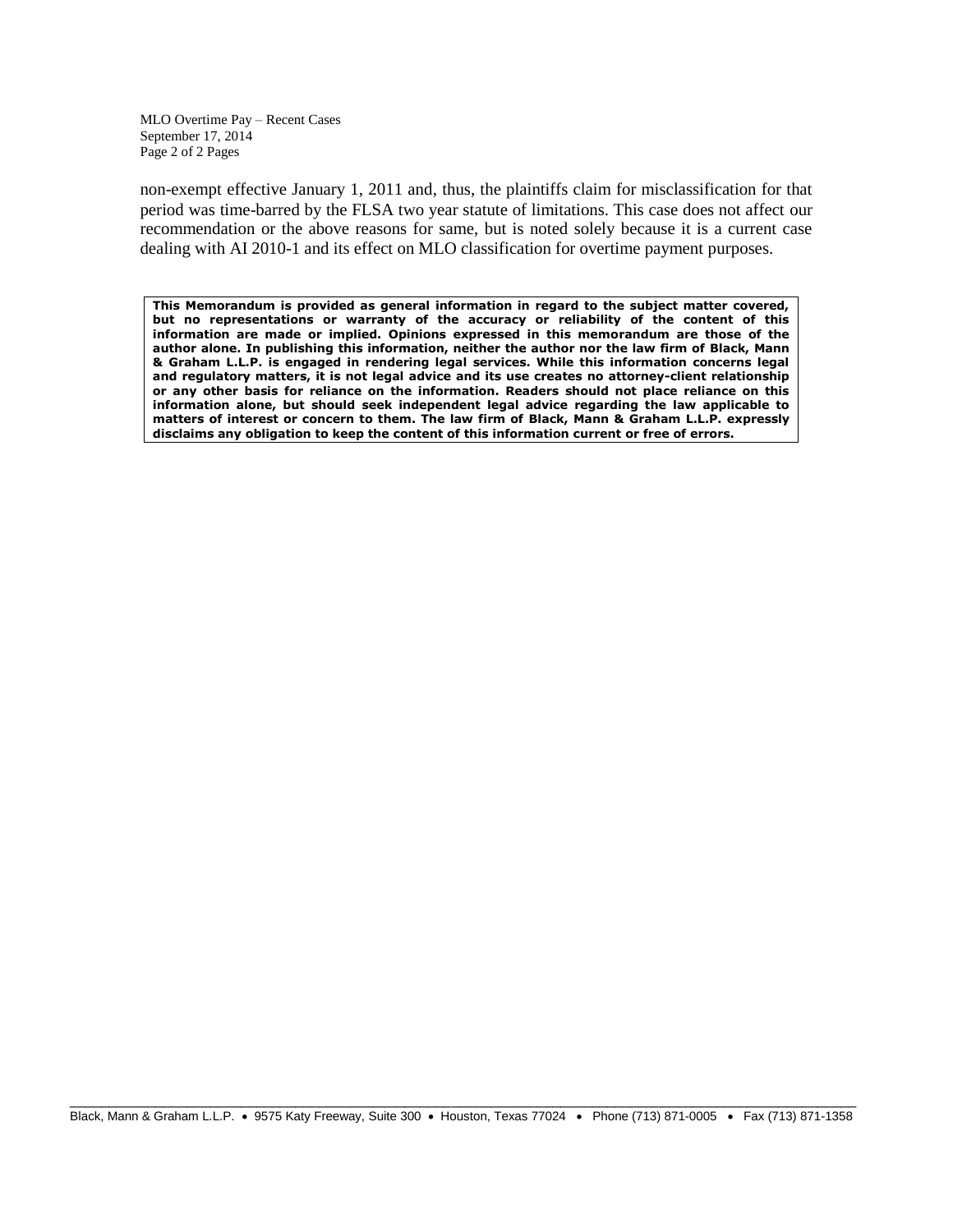non-exempt effective January 1, 2011 and, thus, the plaintiffs claim for misclassification for that period was time-barred by the FLSA two year statute of limitations. This case does not affect our recommendation or the above reasons for same, but is noted solely because it is a current case dealing with AI 2010-1 and its effect on MLO classification for overtime payment purposes.

**This Memorandum is provided as general information in regard to the subject matter covered, but no representations or warranty of the accuracy or reliability of the content of this information are made or implied. Opinions expressed in this memorandum are those of the author alone. In publishing this information, neither the author nor the law firm of Black, Mann & Graham L.L.P. is engaged in rendering legal services. While this information concerns legal and regulatory matters, it is not legal advice and its use creates no attorney-client relationship or any other basis for reliance on the information. Readers should not place reliance on this information alone, but should seek independent legal advice regarding the law applicable to matters of interest or concern to them. The law firm of Black, Mann & Graham L.L.P. expressly disclaims any obligation to keep the content of this information current or free of errors.**